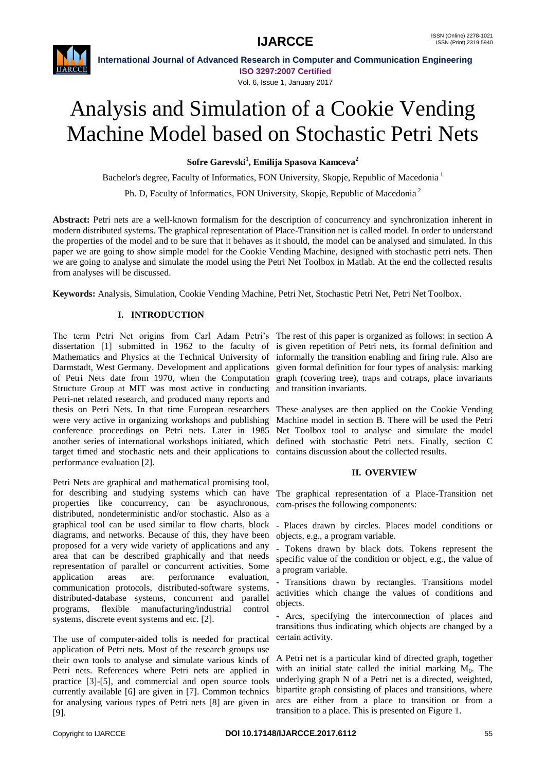# Analysis and Simulation of a Cookie Vending Machine Model based on Stochastic Petri Nets

**Sofre Garevski[1], Emilija Spasova Kamceva[2]**

Bachelor's degree, Faculty of Informatics, FON University, Skopje, Republic of Macedonia [1]

Ph. D, Faculty of Informatics, FON University, Skopje, Republic of Macedonia [2]

**Abstract:** Petri nets are a well-known formalism for the description of concurrency and synchronization inherent in modern distributed systems. The graphical representation of Place-Transition net is called model. In order to understand the properties of the model and to be sure that it behaves as it should, the model can be analysed and simulated. In this paper we are going to show simple model for the Cookie Vending Machine, designed with stochastic petri nets. Then we are going to analyse and simulate the model using the Petri Net Toolbox in Matlab. At the end the collected results from analyses will be discussed.

**Keywords:** Analysis, Simulation, Cookie Vending Machine, Petri Net, Stochastic Petri Net, Petri Net Toolbox.

## I. INTRODUCTION

The term Petri Net origins from Carl Adam Petri's dissertation [1] submitted in 1962 to the faculty of Mathematics and Physics at the Technical University of Darmstadt, West Germany. Development and applications of Petri Nets date from 1970, when the Computation Structure Group at MIT was most active in conducting Petri-net related research, and produced many reports and thesis on Petri Nets. In that time European researchers were very active in organizing workshops and publishing conference proceedings on Petri nets. Later in 1985 another series of international workshops initiated, which target timed and stochastic nets and their applications to performance evaluation [2].

Petri Nets are graphical and mathematical promising tool, for describing and studying systems which can have properties like concurrency, can be asynchronous, distributed, nondeterministic and/or stochastic. Also as a graphical tool can be used similar to flow charts, block diagrams, and networks. Because of this, they have been proposed for a very wide variety of applications and any area that can be described graphically and that needs representation of parallel or concurrent activities. Some application areas are: performance evaluation, communication protocols, distributed-software systems, distributed-database systems, concurrent and parallel programs, flexible manufacturing/industrial control systems, discrete event systems and etc. [2].

The use of computer-aided tolls is needed for practical application of Petri nets. Most of the research groups use their own tools to analyse and simulate various kinds of Petri nets. References where Petri nets are applied in practice [3]-[5], and commercial and open source tools currently available [6] are given in [7]. Common technics for analysing various types of Petri nets [8] are given in [9].

The rest of this paper is organized as follows: in section A is given repetition of Petri nets, its formal definition and informally the transition enabling and firing rule. Also are given formal definition for four types of analysis: marking graph (covering tree), traps and cotraps, place invariants and transition invariants.

These analyses are then applied on the Cookie Vending Machine model in section B. There will be used the Petri Net Toolbox tool to analyse and simulate the model defined with stochastic Petri nets. Finally, section C contains discussion about the collected results.

## II. OVERVIEW

The graphical representation of a Place-Transition net com-prises the following components:

- Places drawn by circles. Places model conditions or objects, e.g., a program variable.
- Tokens drawn by black dots. Tokens represent the specific value of the condition or object, e.g., the value of a program variable.
- Transitions drawn by rectangles. Transitions model activities which change the values of conditions and objects.
- Arcs, specifying the interconnection of places and transitions thus indicating which objects are changed by a certain activity.

A Petri net is a particular kind of directed graph, together with an initial state called the initial marking $M_0$. The underlying graph N of a Petri net is a directed, weighted, bipartite graph consisting of places and transitions, where arcs are either from a place to transition or from a transition to a place. This is presented on Figure 1.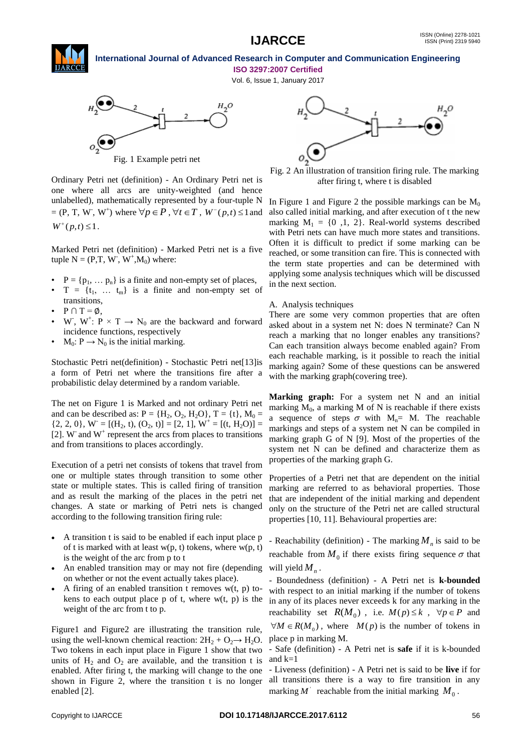Fig. 1 Example petri net

Fig. 2 An illustration of transition firing rule. The marking after firing t, where t is disabled

Ordinary Petri net (definition) - An Ordinary Petri net is one where all arcs are unity-weighted (and hence unlabelled), mathematically represented by a four-tuple N = (P, T, $W^-$, $W^+$) where $\forall p \in P$, $\forall t \in T$, $W^-(p,t) \leq 1$ and $W^+(p,t) \leq 1$.

Marked Petri net (definition) - Marked Petri net is a five tuple N = (P,T, $W^-$, $W^+$,$M_0$) where:

- P = {$p_1$, … $p_n$} is a finite and non-empty set of places,
- T = {$t_1$, … $t_m$} is a finite and non-empty set of transitions,
- $P \cap T = \emptyset$,
- $W^-$, $W^+$: $P \times T \rightarrow N_0$ are the backward and forward incidence functions, respectively
- $M_0$: $P \rightarrow N_0$ is the initial marking.

Stochastic Petri net(definition) - Stochastic Petri net[13]is a form of Petri net where the transitions fire after a probabilistic delay determined by a random variable.

The net on Figure 1 is Marked and not ordinary Petri net and can be described as: P = {$H_2$, $O_2$, $H_2O$}, T = {t}, $M_0$ = {2, 2, 0}, $W^-$ = [($H_2$, t), ($O_2$, t)] = [2, 1], $W^+$ = [(t, $H_2O$)] = [2]. $W^-$ and $W^+$ represent the arcs from places to transitions and from transitions to places accordingly.

Execution of a petri net consists of tokens that travel from one or multiple states through transition to some other state or multiple states. This is called firing of transition and as result the marking of the places in the petri net changes. A state or marking of Petri nets is changed according to the following transition firing rule:

- A transition t is said to be enabled if each input place p of t is marked with at least w(p, t) tokens, where w(p, t) is the weight of the arc from p to t
- An enabled transition may or may not fire (depending on whether or not the event actually takes place).
- A firing of an enabled transition t removes w(t, p) tokens to each output place p of t, where w(t, p) is the weight of the arc from t to p.

Figure1 and Figure2 are illustrating the transition rule, using the well-known chemical reaction: $2H_2 + O_2 \rightarrow H_2O$. Two tokens in each input place in Figure 1 show that two units of $H_2$ and $O_2$ are available, and the transition t is enabled. After firing t, the marking will change to the one shown in Figure 2, where the transition t is no longer enabled [2].

In Figure 1 and Figure 2 the possible markings can be $M_0$ also called initial marking, and after execution of t the new marking $M_1$ = {0 ,1, 2}. Real-world systems described with Petri nets can have much more states and transitions. Often it is difficult to predict if some marking can be reached, or some transition can fire. This is connected with the term state properties and can be determined with applying some analysis techniques which will be discussed in the next section.

A. Analysis techniques

There are some very common properties that are often asked about in a system net N: does N terminate? Can N reach a marking that no longer enables any transitions? Can each transition always become enabled again? From each reachable marking, is it possible to reach the initial marking again? Some of these questions can be answered with the marking graph(covering tree).

**Marking graph:** For a system net N and an initial marking $M_0$, a marking M of N is reachable if there exists a sequence of steps $\sigma$ with $M_n$= M. The reachable markings and steps of a system net N can be compiled in marking graph G of N [9]. Most of the properties of the system net N can be defined and characterize them as properties of the marking graph G.

Properties of a Petri net that are dependent on the initial marking are referred to as behavioral properties. Those that are independent of the initial marking and dependent only on the structure of the Petri net are called structural properties [10, 11]. Behavioural properties are:

- Reachability (definition) - The marking $M_n$ is said to be reachable from $M_0$ if there exists firing sequence $\sigma$ that will yield $M_n$.

- Boundedness (definition) - A Petri net is **k-bounded** with respect to an initial marking if the number of tokens in any of its places never exceeds k for any marking in the reachability set $R(M_0)$, i.e. $M(p) \leq k$, $\forall p \in P$ and $\forall M \in R(M_0)$, where $M(p)$ is the number of tokens in place p in marking M.

- Safe (definition) - A Petri net is **safe** if it is k-bounded and k=1

- Liveness (definition) - A Petri net is said to be **live** if for all transitions there is a way to fire transition in any marking $M'$ reachable from the initial marking $M_0$.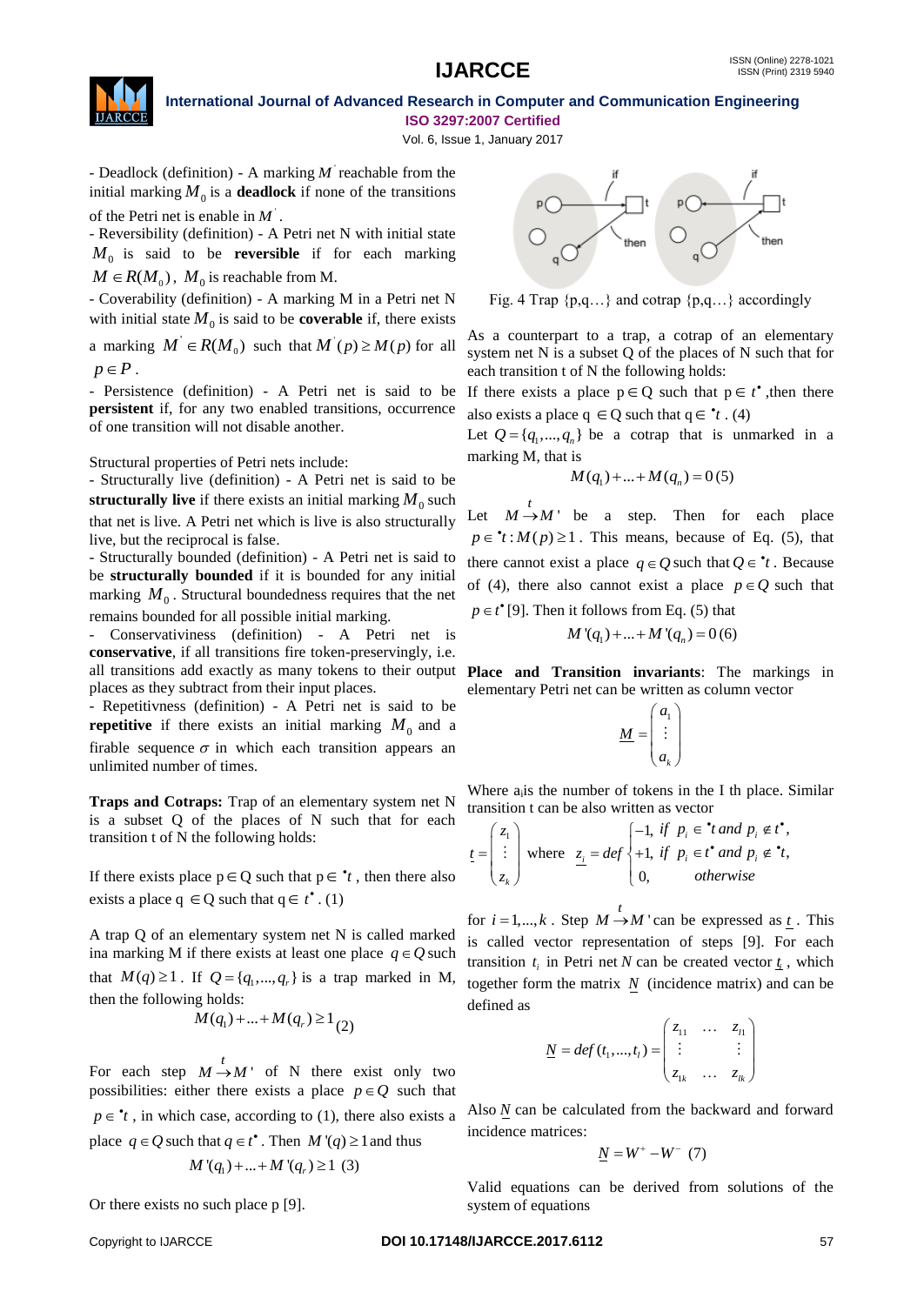- Deadlock (definition) - A marking $M$ reachable from the initial marking $M_0$ is a **deadlock** if none of the transitions of the Petri net is enable in $M'$.

- Reversibility (definition) - A Petri net N with initial state $M_0$ is said to be **reversible** if for each marking $M \in R(M_0)$, $M_0$ is reachable from M.

- Coverability (definition) - A marking M in a Petri net N with initial state $M_0$ is said to be **coverable** if, there exists a marking $M' \in R(M_0)$ such that $M'(p) \geq M(p)$ for all $p \in P$.

- Persistence (definition) - A Petri net is said to be **persistent** if, for any two enabled transitions, occurrence of one transition will not disable another.

Structural properties of Petri nets include:

- Structurally live (definition) - A Petri net is said to be **structurally live** if there exists an initial marking $M_0$ such that net is live. A Petri net which is live is also structurally live, but the reciprocal is false.

- Structurally bounded (definition) - A Petri net is said to be **structurally bounded** if it is bounded for any initial marking $M_0$. Structural boundedness requires that the net remains bounded for all possible initial marking.

- Conservativiness (definition) - A Petri net is **conservative**, if all transitions fire token-preservingly, i.e. all transitions add exactly as many tokens to their output places as they subtract from their input places.

- Repetitivness (definition) - A Petri net is said to be **repetitive** if there exists an initial marking $M_0$ and a firable sequence $\sigma$ in which each transition appears an unlimited number of times.

**Traps and Cotraps:** Trap of an elementary system net N is a subset Q of the places of N such that for each transition t of N the following holds:

If there exists place $p \in Q$ such that $p \in {}^{\bullet}t$ , then there also exists a place $q \in Q$ such that $q \in t^{\bullet}$ . (1)

A trap Q of an elementary system net N is called marked ina marking M if there exists at least one place $q \in Q$ such that $M(q) \geq 1$ . If $Q = \{q_1,...,q_r\}$ is a trap marked in M, then the following holds:

$$M(q_1) + ... + M(q_r) \geq 1 \quad (2)$$

For each step $M \xrightarrow{t} M'$ of N there exist only two possibilities: either there exists a place $p \in Q$ such that $p \in {}^{\bullet}t$ , in which case, according to (1), there also exists a place $q \in Q$ such that $q \in t^{\bullet}$ . Then $M'(q) \geq 1$ and thus

$$M'(q_1) + ... + M'(q_r) \geq 1 \quad (3)$$

Or there exists no such place p [9].

Fig. 4 Trap {p,q…} and cotrap {p,q…} accordingly

As a counterpart to a trap, a cotrap of an elementary system net N is a subset Q of the places of N such that for each transition t of N the following holds:

If there exists a place $p \in Q$ such that $p \in t^{\bullet}$ ,then there also exists a place $q \in Q$ such that $q \in {}^{\bullet}t$ . (4)

Let $Q = \{q_1,...,q_n\}$ be a cotrap that is unmarked in a marking M, that is

$$M(q_1) + ... + M(q_n) = 0 \quad (5)$$

Let $M \xrightarrow{t} M'$ be a step. Then for each place $p \in {}^{\bullet}t : M(p) \geq 1$ . This means, because of Eq. (5), that there cannot exist a place $q \in Q$ such that $Q \in {}^{\bullet}t$ . Because of (4), there also cannot exist a place $p \in Q$ such that $p \in t^{\bullet}$ [9]. Then it follows from Eq. (5) that

$$M'(q_1) + ... + M'(q_n) = 0 \quad (6)$$

**Place and Transition invariants**: The markings in elementary Petri net can be written as column vector

$$\underline{M} = \begin{pmatrix} a_1 \\ \vdots \\ a_k \end{pmatrix}$$

Where $a_i$is the number of tokens in the I th place. Similar transition t can be also written as vector

$$\underline{t} = \begin{pmatrix} z_1 \\ \vdots \\ z_k \end{pmatrix} \text{ where } \underline{z_i} = def \begin{cases} -1, \text{ if } p_i \in {}^{\bullet}t \text{ and } p_i \notin t^{\bullet}, \\ +1, \text{ if } p_i \in t^{\bullet} \text{ and } p_i \notin {}^{\bullet}t, \\ 0, \quad \text{otherwise} \end{cases}$$

for $i = 1,...,k$ . Step $M \xrightarrow{t} M'$ can be expressed as $\underline{t}$ . This is called vector representation of steps [9]. For each transition $t_i$ in Petri net $N$ can be created vector $\underline{t}$ , which together form the matrix $\underline{N}$ (incidence matrix) and can be defined as

$$\underline{N} = def(t_1,...,t_l) = \begin{pmatrix} z_{11} & \dots & z_{l1} \\ \vdots & & \vdots \\ z_{1k} & \dots & z_{lk} \end{pmatrix}$$

Also $\underline{N}$ can be calculated from the backward and forward incidence matrices:

$$\underline{N} = W^{+} - W^{-} \quad (7)$$

Valid equations can be derived from solutions of the system of equations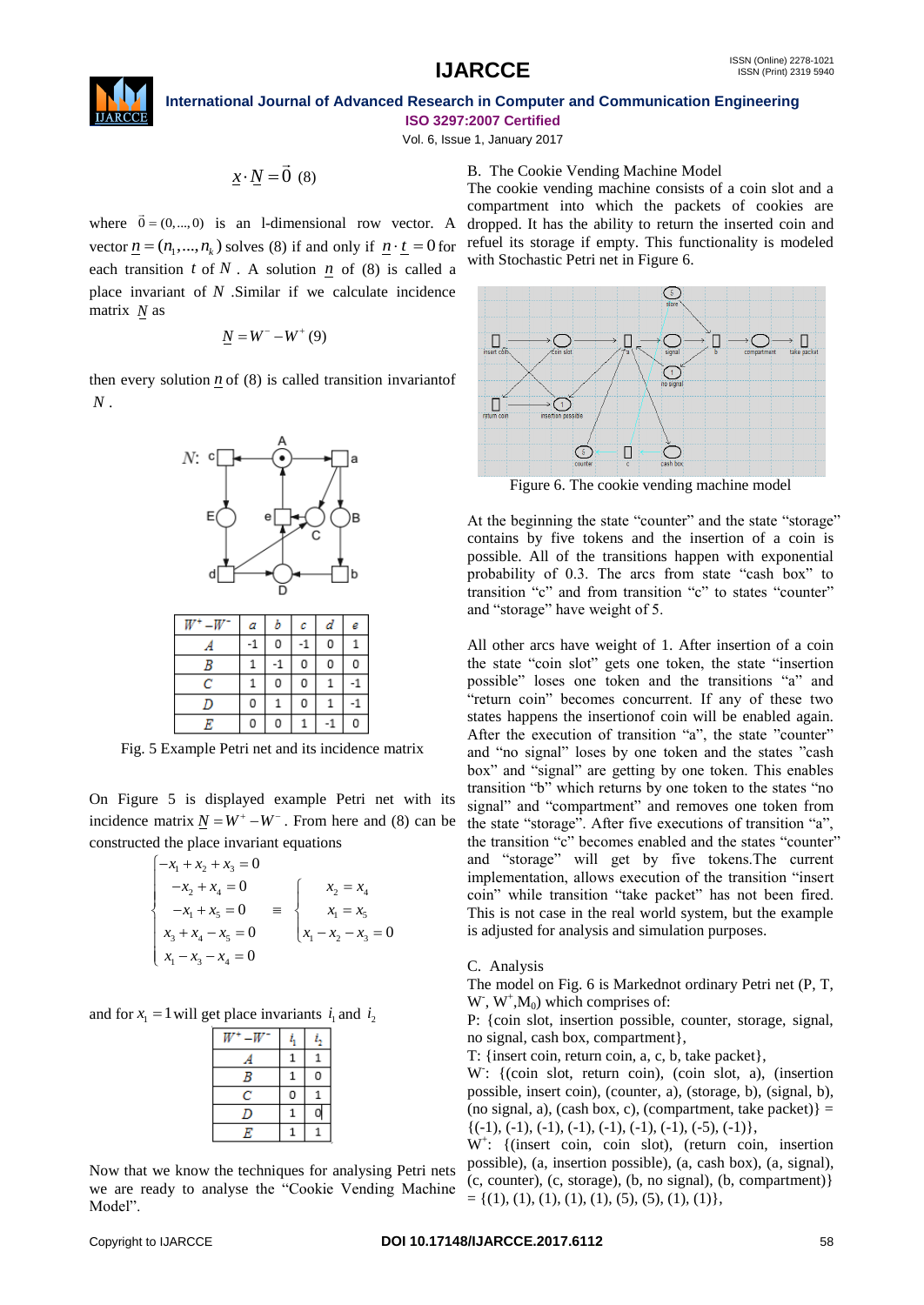$$\underline{x} \cdot \underline{N} = \vec{0} \quad (8)$$

where $\vec{0} = (0,...,0)$ is an l-dimensional row vector. A vector $\underline{n} = (n_1,...,n_k)$ solves (8) if and only if $\underline{n} \cdot \underline{t} = 0$ for each transition $t$ of $N$. A solution $\underline{n}$ of (8) is called a place invariant of $N$. Similar if we calculate incidence matrix $\underline{N}$ as

$$\underline{N} = W^- - W^+ \quad (9)$$

then every solution $\underline{n}$ of (8) is called transition invariantof $N$.

| $W^+ - W^-$ | a | b | c | d | e |
|---|---|---|---|---|---|
| A | -1 | 0 | -1 | 0 | 1 |
| B | 1 | -1 | 0 | 0 | 0 |
| C | 1 | 0 | 0 | 1 | -1 |
| D | 0 | 1 | 0 | 1 | -1 |
| E | 0 | 0 | 1 | -1 | 0 |

Fig. 5 Example Petri net and its incidence matrix

On Figure 5 is displayed example Petri net with its incidence matrix $\underline{N} = W^+ - W^-$. From here and (8) can be constructed the place invariant equations

$$\begin{cases} -x_1 + x_2 + x_3 = 0 \\ -x_2 + x_4 = 0 \\ -x_1 + x_5 = 0 \\ x_3 + x_4 - x_5 = 0 \\ x_1 - x_3 - x_4 = 0 \end{cases} \equiv \begin{cases} x_2 = x_4 \\ x_1 = x_5 \\ x_1 - x_2 - x_3 = 0 \end{cases}$$

and for $x_1 = 1$ will get place invariants $i_1$ and $i_2$

| $W^+ - W^-$ | $i_1$ | $i_2$ |
|---|---|---|
| A | 1 | 1 |
| B | 1 | 0 |
| C | 0 | 1 |
| D | 1 | 0 |
| E | 1 | 1 |

Now that we know the techniques for analysing Petri nets we are ready to analyse the "Cookie Vending Machine Model".

### B. The Cookie Vending Machine Model

The cookie vending machine consists of a coin slot and a compartment into which the packets of cookies are dropped. It has the ability to return the inserted coin and refuel its storage if empty. This functionality is modeled with Stochastic Petri net in Figure 6.

Figure 6. The cookie vending machine model

At the beginning the state "counter" and the state "storage" contains by five tokens and the insertion of a coin is possible. All of the transitions happen with exponential probability of 0.3. The arcs from state "cash box" to transition "c" and from transition "c" to states "counter" and "storage" have weight of 5.

All other arcs have weight of 1. After insertion of a coin the state "coin slot" gets one token, the state "insertion possible" loses one token and the transitions "a" and "return coin" becomes concurrent. If any of these two states happens the insertionof coin will be enabled again. After the execution of transition "a", the state "counter" and "no signal" loses by one token and the states "cash box" and "signal" are getting by one token. This enables transition "b" which returns by one token to the states "no signal" and "compartment" and removes one token from the state "storage". After five executions of transition "a", the transition "c" becomes enabled and the states "counter" and "storage" will get by five tokens.The current implementation, allows execution of the transition "insert coin" while transition "take packet" has not been fired. This is not case in the real world system, but the example is adjusted for analysis and simulation purposes.

### C. Analysis

The model on Fig. 6 is Markednot ordinary Petri net (P, T, $W^-$, $W^+$, $M_0$) which comprises of:

P: {coin slot, insertion possible, counter, storage, signal, no signal, cash box, compartment},

T: {insert coin, return coin, a, c, b, take packet},

$W^-$: {(coin slot, return coin), (coin slot, a), (insertion possible, insert coin), (counter, a), (storage, b), (signal, b), (no signal, a), (cash box, c), (compartment, take packet)} = {(-1), (-1), (-1), (-1), (-1), (-1), (-1), (-5), (-1)},

$W^+$: {(insert coin, coin slot), (return coin, insertion possible), (a, insertion possible), (a, cash box), (a, signal), (c, counter), (c, storage), (b, no signal), (b, compartment)} = {(1), (1), (1), (1), (1), (5), (5), (1), (1)},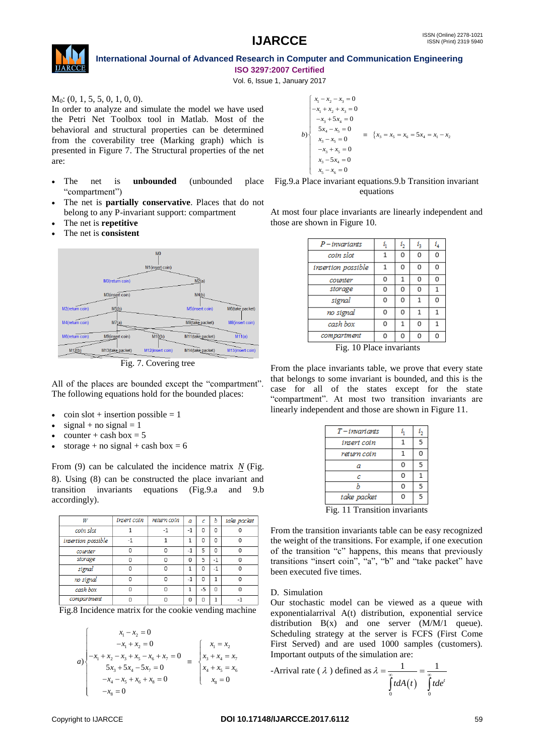$M_0$: (0, 1, 5, 5, 0, 1, 0, 0).

In order to analyze and simulate the model we have used the Petri Net Toolbox tool in Matlab. Most of the behavioral and structural properties can be determined from the coverability tree (Marking graph) which is presented in Figure 7. The Structural properties of the net are:

- The net is **unbounded** (unbounded place "compartment")
- The net is **partially conservative**. Places that do not belong to any P-invariant support: compartment
- The net is **repetitive**
- The net is **consistent**

Fig. 7. Covering tree

All of the places are bounded except the "compartment". The following equations hold for the bounded places:

- coin slot + insertion possible = 1
- signal + no signal = 1
- counter + cash box = 5
- storage + no signal + cash box = 6

From (9) can be calculated the incidence matrix $\underline{N}$ (Fig. 8). Using (8) can be constructed the place invariant and transition invariants equations (Fig.9.a and 9.b accordingly).

| W | insert coin | return coin | a | c | b | take packet |
|---|---|---|---|---|---|---|
| coin slot | 1 | -1 | -1 | 0 | 0 | 0 |
| insertion possible | -1 | 1 | 1 | 0 | 0 | 0 |
| counter | 0 | 0 | -1 | 5 | 0 | 0 |
| storage | 0 | 0 | 0 | 5 | -1 | 0 |
| signal | 0 | 0 | 1 | 0 | -1 | 0 |
| no signal | 0 | 0 | -1 | 0 | 1 | 0 |
| cash box | 0 | 0 | 1 | -5 | 0 | 0 |
| compartment | 0 | 0 | 0 | 0 | 1 | -1 |

Fig.8 Incidence matrix for the cookie vending machine

$$a)\begin{cases} x_1 - x_2 = 0 \\ -x_1 + x_2 = 0 \\ -x_1 + x_2 - x_3 + x_5 - x_6 + x_7 = 0 \\ 5x_3 + 5x_4 - 5x_7 = 0 \\ -x_4 - x_5 + x_6 + x_8 = 0 \\ -x_8 = 0 \end{cases} \equiv \begin{cases} x_1 = x_2 \\ x_3 + x_4 = x_7 \\ x_4 + x_5 = x_6 \\ x_8 = 0 \end{cases}$$

$$b)\begin{cases} x_1 - x_2 - x_3 = 0 \\ -x_1 + x_2 + x_3 = 0 \\ -x_3 + 5x_4 = 0 \\ 5x_4 - x_5 = 0 \\ x_3 - x_5 = 0 \\ -x_3 + x_5 = 0 \\ x_3 - 5x_4 = 0 \\ x_5 - x_6 = 0 \end{cases} \equiv \{x_3 = x_5 = x_6 = 5x_4 = x_1 - x_2$$

Fig.9.a Place invariant equations.9.b Transition invariant equations

At most four place invariants are linearly independent and those are shown in Figure 10.

| P − invariants | $i_1$ | $i_2$ | $i_3$ | $i_4$ |
|---|---|---|---|---|
| coin slot | 1 | 0 | 0 | 0 |
| insertion possible | 1 | 0 | 0 | 0 |
| counter | 0 | 1 | 0 | 0 |
| storage | 0 | 0 | 0 | 1 |
| signal | 0 | 0 | 1 | 0 |
| no signal | 0 | 0 | 1 | 1 |
| cash box | 0 | 1 | 0 | 1 |
| compartment | 0 | 0 | 0 | 0 |

Fig. 10 Place invariants

From the place invariants table, we prove that every state that belongs to some invariant is bounded, and this is the case for all of the states except for the state "compartment". At most two transition invariants are linearly independent and those are shown in Figure 11.

| T − invariants | $i_1$ | $i_2$ |
|---|---|---|
| insert coin | 1 | 5 |
| return coin | 1 | 0 |
| a | 0 | 5 |
| c | 0 | 1 |
| b | 0 | 5 |
| take packet | 0 | 5 |

Fig. 11 Transition invariants

From the transition invariants table can be easy recognized the weight of the transitions. For example, if one execution of the transition "c" happens, this means that previously transitions "insert coin", "a", "b" and "take packet" have been executed five times.

D. Simulation

Our stochastic model can be viewed as a queue with exponentialarrival A(t) distribution, exponential service distribution B(x) and one server (M/M/1 queue). Scheduling strategy at the server is FCFS (First Come First Served) and are used 1000 samples (customers). Important outputs of the simulation are:

-Arrival rate ( $\lambda$ ) defined as $\lambda = \dfrac{1}{\int_0^\infty t dA(t)} = \dfrac{1}{\int_0^\infty t de^t}$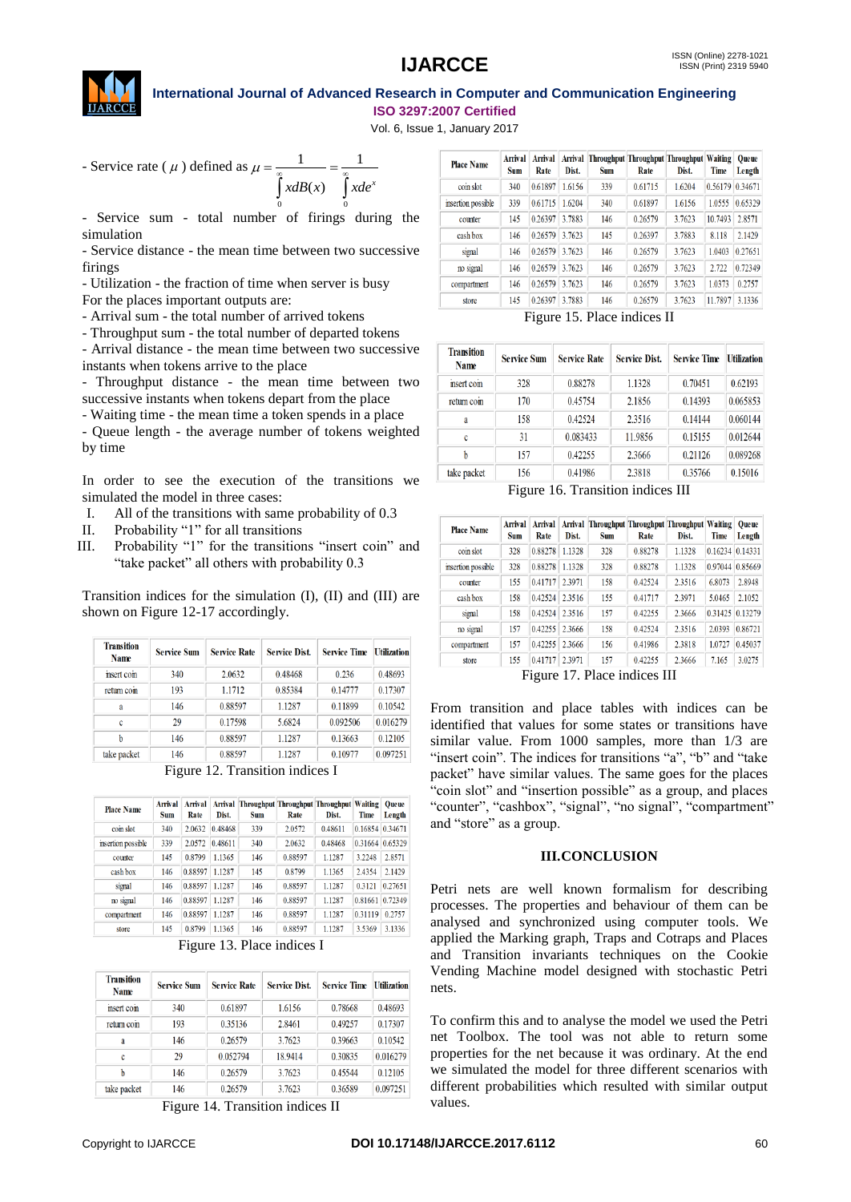- Service rate ( $\mu$ ) defined as $\mu = \dfrac{1}{\int_0^\infty x dB(x)} = \dfrac{1}{\int_0^\infty x de^x}$

- Service sum - total number of firings during the simulation
- Service distance - the mean time between two successive firings
- Utilization - the fraction of time when server is busy

For the places important outputs are:

- Arrival sum - the total number of arrived tokens
- Throughput sum - the total number of departed tokens
- Arrival distance - the mean time between two successive instants when tokens arrive to the place
- Throughput distance - the mean time between two successive instants when tokens depart from the place
- Waiting time - the mean time a token spends in a place
- Queue length - the average number of tokens weighted by time

In order to see the execution of the transitions we simulated the model in three cases:

I. All of the transitions with same probability of 0.3
II. Probability "1" for all transitions
III. Probability "1" for the transitions "insert coin" and "take packet" all others with probability 0.3

Transition indices for the simulation (I), (II) and (III) are shown on Figure 12-17 accordingly.

| Transition Name | Service Sum | Service Rate | Service Dist. | Service Time | Utilization |
|---|---|---|---|---|---|
| insert coin | 340 | 2.0632 | 0.48468 | 0.236 | 0.48693 |
| return coin | 193 | 1.1712 | 0.85384 | 0.14777 | 0.17307 |
| a | 146 | 0.88597 | 1.1287 | 0.11899 | 0.10542 |
| c | 29 | 0.17598 | 5.6824 | 0.092506 | 0.016279 |
| b | 146 | 0.88597 | 1.1287 | 0.13663 | 0.12105 |
| take packet | 146 | 0.88597 | 1.1287 | 0.10977 | 0.097251 |

Figure 12. Transition indices I

| Place Name | Arrival Sum | Arrival Rate | Arrival Dist. | Throughput Sum | Throughput Rate | Throughput Dist. | Waiting Time | Queue Length |
|---|---|---|---|---|---|---|---|---|
| coin slot | 340 | 2.0632 | 0.48468 | 339 | 2.0572 | 0.48611 | 0.16854 | 0.34671 |
| insertion possible | 339 | 2.0572 | 0.48611 | 340 | 2.0632 | 0.48468 | 0.31664 | 0.65329 |
| counter | 145 | 0.8799 | 1.1365 | 146 | 0.88597 | 1.1287 | 3.2248 | 2.8571 |
| cash box | 146 | 0.88597 | 1.1287 | 145 | 0.8799 | 1.1365 | 2.4354 | 2.1429 |
| signal | 146 | 0.88597 | 1.1287 | 146 | 0.88597 | 1.1287 | 0.3121 | 0.27651 |
| no signal | 146 | 0.88597 | 1.1287 | 146 | 0.88597 | 1.1287 | 0.81661 | 0.72349 |
| compartment | 146 | 0.88597 | 1.1287 | 146 | 0.88597 | 1.1287 | 0.31119 | 0.2757 |
| store | 145 | 0.8799 | 1.1365 | 146 | 0.88597 | 1.1287 | 3.5369 | 3.1336 |

Figure 13. Place indices I

| Transition Name | Service Sum | Service Rate | Service Dist. | Service Time | Utilization |
|---|---|---|---|---|---|
| insert coin | 340 | 0.61897 | 1.6156 | 0.78668 | 0.48693 |
| return coin | 193 | 0.35136 | 2.8461 | 0.49257 | 0.17307 |
| a | 146 | 0.26579 | 3.7623 | 0.39663 | 0.10542 |
| c | 29 | 0.052794 | 18.9414 | 0.30835 | 0.016279 |
| b | 146 | 0.26579 | 3.7623 | 0.45544 | 0.12105 |
| take packet | 146 | 0.26579 | 3.7623 | 0.36589 | 0.097251 |

Figure 14. Transition indices II

| Place Name | Arrival Sum | Arrival Rate | Arrival Dist. | Throughput Sum | Throughput Rate | Throughput Dist. | Waiting Time | Queue Length |
|---|---|---|---|---|---|---|---|---|
| coin slot | 340 | 0.61897 | 1.6156 | 339 | 0.61715 | 1.6204 | 0.56179 | 0.34671 |
| insertion possible | 339 | 0.61715 | 1.6204 | 340 | 0.61897 | 1.6156 | 1.0555 | 0.65329 |
| counter | 145 | 0.26397 | 3.7883 | 146 | 0.26579 | 3.7623 | 10.7493 | 2.8571 |
| cash box | 146 | 0.26579 | 3.7623 | 145 | 0.26397 | 3.7883 | 8.118 | 2.1429 |
| signal | 146 | 0.26579 | 3.7623 | 146 | 0.26579 | 3.7623 | 1.0403 | 0.27651 |
| no signal | 146 | 0.26579 | 3.7623 | 146 | 0.26579 | 3.7623 | 2.722 | 0.72349 |
| compartment | 146 | 0.26579 | 3.7623 | 146 | 0.26579 | 3.7623 | 1.0373 | 0.2757 |
| store | 145 | 0.26397 | 3.7883 | 146 | 0.26579 | 3.7623 | 11.7897 | 3.1336 |

Figure 15. Place indices II

| Transition Name | Service Sum | Service Rate | Service Dist. | Service Time | Utilization |
|---|---|---|---|---|---|
| insert coin | 328 | 0.88278 | 1.1328 | 0.70451 | 0.62193 |
| return coin | 170 | 0.45754 | 2.1856 | 0.14393 | 0.065853 |
| a | 158 | 0.42524 | 2.3516 | 0.14144 | 0.060144 |
| c | 31 | 0.083433 | 11.9856 | 0.15155 | 0.012644 |
| b | 157 | 0.42255 | 2.3666 | 0.21126 | 0.089268 |
| take packet | 156 | 0.41986 | 2.3818 | 0.35766 | 0.15016 |

Figure 16. Transition indices III

| Place Name | Arrival Sum | Arrival Rate | Arrival Dist. | Throughput Sum | Throughput Rate | Throughput Dist. | Waiting Time | Queue Length |
|---|---|---|---|---|---|---|---|---|
| coin slot | 328 | 0.88278 | 1.1328 | 328 | 0.88278 | 1.1328 | 0.16234 | 0.14331 |
| insertion possible | 328 | 0.88278 | 1.1328 | 328 | 0.88278 | 1.1328 | 0.97044 | 0.85669 |
| counter | 155 | 0.41717 | 2.3971 | 158 | 0.42524 | 2.3516 | 6.8073 | 2.8948 |
| cash box | 158 | 0.42524 | 2.3516 | 155 | 0.41717 | 2.3971 | 5.0465 | 2.1052 |
| signal | 158 | 0.42524 | 2.3516 | 157 | 0.42255 | 2.3666 | 0.31425 | 0.13279 |
| no signal | 157 | 0.42255 | 2.3666 | 158 | 0.42524 | 2.3516 | 2.0393 | 0.86721 |
| compartment | 157 | 0.42255 | 2.3666 | 156 | 0.41986 | 2.3818 | 1.0727 | 0.45037 |
| store | 155 | 0.41717 | 2.3971 | 157 | 0.42255 | 2.3666 | 7.165 | 3.0275 |

Figure 17. Place indices III

From transition and place tables with indices can be identified that values for some states or transitions have similar value. From 1000 samples, more than 1/3 are "insert coin". The indices for transitions "a", "b" and "take packet" have similar values. The same goes for the places "coin slot" and "insertion possible" as a group, and places "counter", "cashbox", "signal", "no signal", "compartment" and "store" as a group.

## III. CONCLUSION

Petri nets are well known formalism for describing processes. The properties and behaviour of them can be analysed and synchronized using computer tools. We applied the Marking graph, Traps and Cotraps and Places and Transition invariants techniques on the Cookie Vending Machine model designed with stochastic Petri nets.

To confirm this and to analyse the model we used the Petri net Toolbox. The tool was not able to return some properties for the net because it was ordinary. At the end we simulated the model for three different scenarios with different probabilities which resulted with similar output values.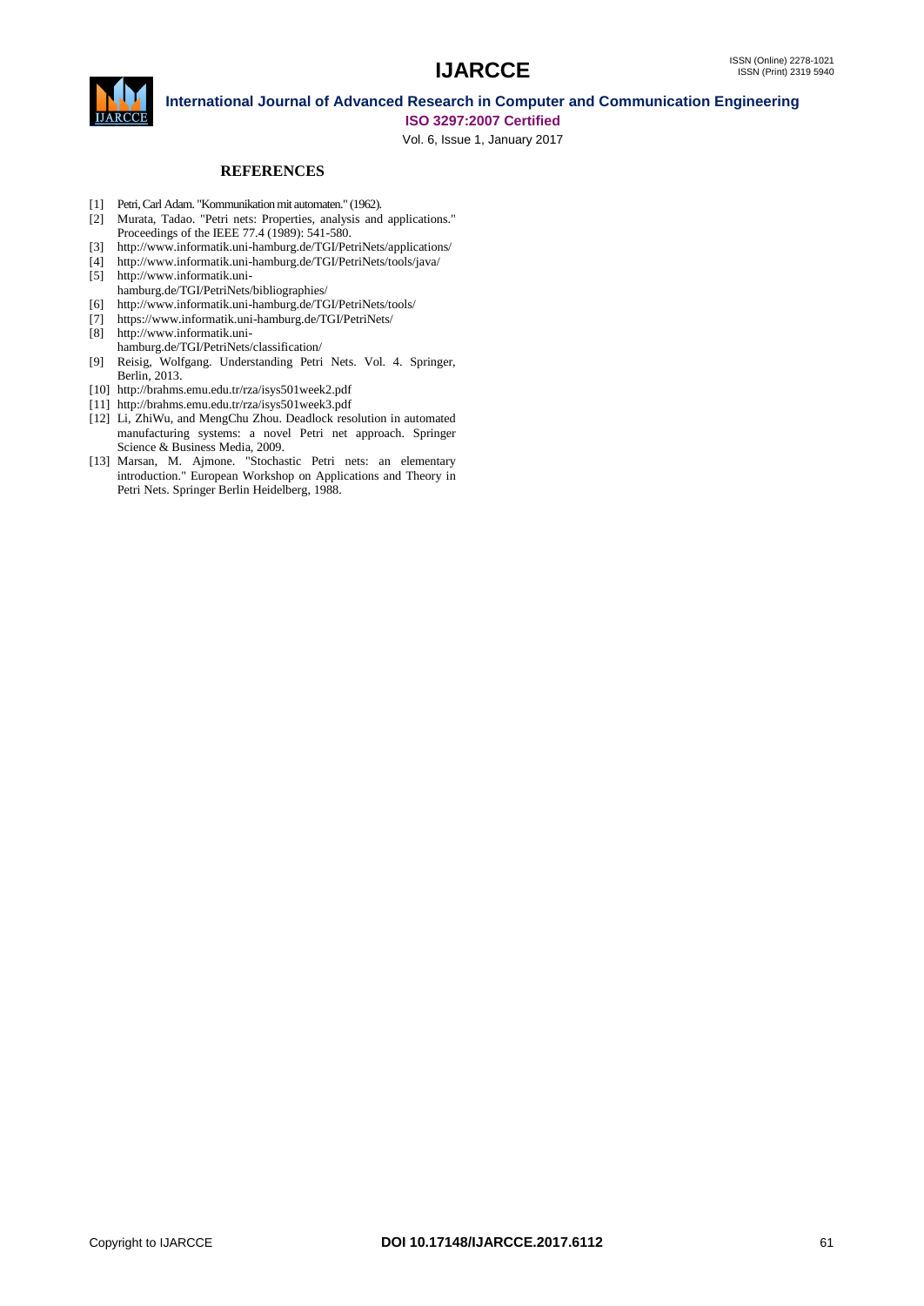## REFERENCES

[1] Petri, Carl Adam. "Kommunikation mit automaten." (1962).

[2] Murata, Tadao. "Petri nets: Properties, analysis and applications." Proceedings of the IEEE 77.4 (1989): 541-580.

[3] http://www.informatik.uni-hamburg.de/TGI/PetriNets/applications/

[4] http://www.informatik.uni-hamburg.de/TGI/PetriNets/tools/java/

[5] http://www.informatik.uni-hamburg.de/TGI/PetriNets/bibliographies/

[6] http://www.informatik.uni-hamburg.de/TGI/PetriNets/tools/

[7] https://www.informatik.uni-hamburg.de/TGI/PetriNets/

[8] http://www.informatik.uni-hamburg.de/TGI/PetriNets/classification/

[9] Reisig, Wolfgang. Understanding Petri Nets. Vol. 4. Springer, Berlin, 2013.

[10] http://brahms.emu.edu.tr/rza/isys501week2.pdf

[11] http://brahms.emu.edu.tr/rza/isys501week3.pdf

[12] Li, ZhiWu, and MengChu Zhou. Deadlock resolution in automated manufacturing systems: a novel Petri net approach. Springer Science & Business Media, 2009.

[13] Marsan, M. Ajmone. "Stochastic Petri nets: an elementary introduction." European Workshop on Applications and Theory in Petri Nets. Springer Berlin Heidelberg, 1988.